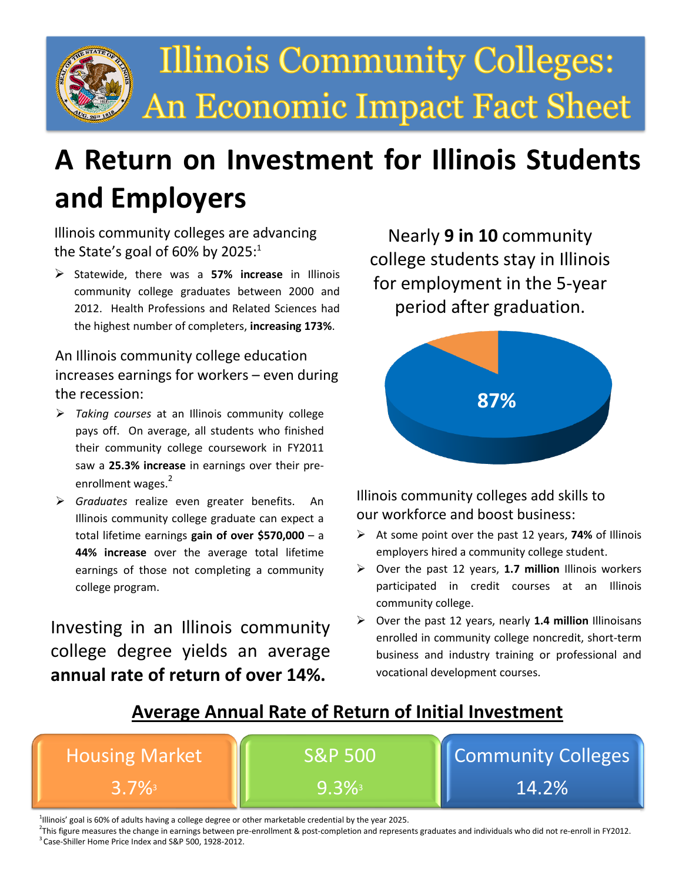# Illinois Community Colleges: An Economic Impact Fact Sheet

## A Return on Investment for Illinois Students and Employers

Illinois community colleges are advancing the State's goal of 60% by 2025:[1]

- Statewide, there was a **57% increase** in Illinois community college graduates between 2000 and 2012. Health Professions and Related Sciences had the highest number of completers, **increasing 173%**.

An Illinois community college education increases earnings for workers – even during the recession:

- *Taking courses* at an Illinois community college pays off. On average, all students who finished their community college coursework in FY2011 saw a **25.3% increase** in earnings over their pre-enrollment wages.[2]
- *Graduates* realize even greater benefits. An Illinois community college graduate can expect a total lifetime earnings **gain of over $570,000** – a **44% increase** over the average total lifetime earnings of those not completing a community college program.

Investing in an Illinois community college degree yields an average **annual rate of return of over 14%.**

Nearly **9 in 10** community college students stay in Illinois for employment in the 5-year period after graduation.

87%

Illinois community colleges add skills to our workforce and boost business:

- At some point over the past 12 years, **74%** of Illinois employers hired a community college student.
- Over the past 12 years, **1.7 million** Illinois workers participated in credit courses at an Illinois community college.
- Over the past 12 years, nearly **1.4 million** Illinoisans enrolled in community college noncredit, short-term business and industry training or professional and vocational development courses.

### Average Annual Rate of Return of Initial Investment

| Housing Market | S&P 500 | Community Colleges |
|---|---|---|
| 3.7%[3] | 9.3%[3] | 14.2% |

[1] Illinois' goal is 60% of adults having a college degree or other marketable credential by the year 2025.
[2] This figure measures the change in earnings between pre-enrollment & post-completion and represents graduates and individuals who did not re-enroll in FY2012.
[3] Case-Shiller Home Price Index and S&P 500, 1928-2012.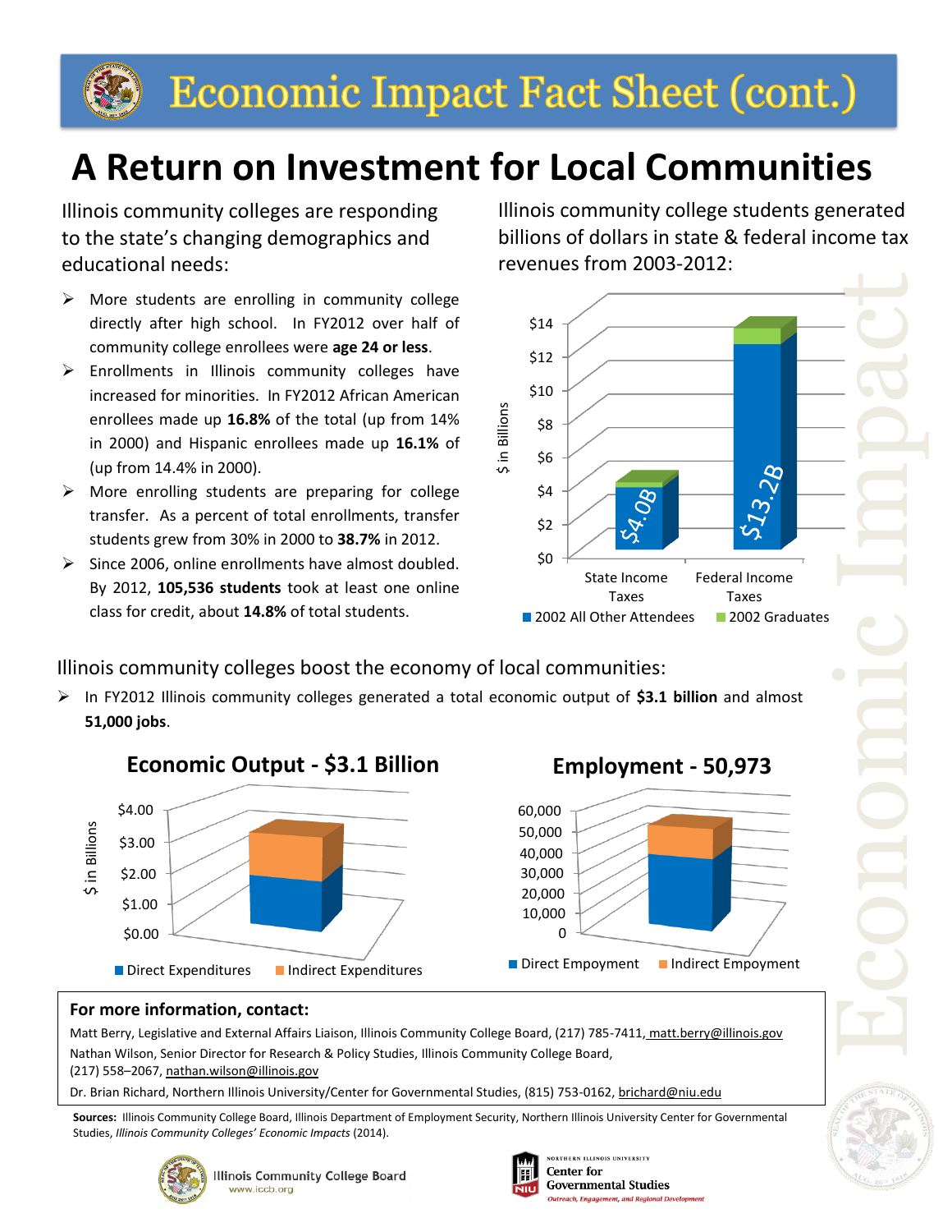# Economic Impact Fact Sheet (cont.)

## A Return on Investment for Local Communities

Illinois community colleges are responding to the state's changing demographics and educational needs:

- More students are enrolling in community college directly after high school. In FY2012 over half of community college enrollees were **age 24 or less**.
- Enrollments in Illinois community colleges have increased for minorities. In FY2012 African American enrollees made up **16.8%** of the total (up from 14% in 2000) and Hispanic enrollees made up **16.1%** of (up from 14.4% in 2000).
- More enrolling students are preparing for college transfer. As a percent of total enrollments, transfer students grew from 30% in 2000 to **38.7%** in 2012.
- Since 2006, online enrollments have almost doubled. By 2012, **105,536 students** took at least one online class for credit, about **14.8%** of total students.

Illinois community college students generated billions of dollars in state & federal income tax revenues from 2003-2012:

$ in Billions
$0
$2
$4
$6
$8
$10
$12
$14
State Income Taxes
Federal Income Taxes
$4.0B
$13.2B
2002 All Other Attendees
2002 Graduates

Illinois community colleges boost the economy of local communities:

- In FY2012 Illinois community colleges generated a total economic output of **$3.1 billion** and almost **51,000 jobs**.

### Economic Output - $3.1 Billion

$ in Billions
$0.00
$1.00
$2.00
$3.00
$4.00
Direct Expenditures
Indirect Expenditures

### Employment - 50,973

0
10,000
20,000
30,000
40,000
50,000
60,000
Direct Empoyment
Indirect Empoyment

**For more information, contact:**

Matt Berry, Legislative and External Affairs Liaison, Illinois Community College Board, (217) 785-7411, matt.berry@illinois.gov

Nathan Wilson, Senior Director for Research & Policy Studies, Illinois Community College Board, (217) 558–2067, nathan.wilson@illinois.gov

Dr. Brian Richard, Northern Illinois University/Center for Governmental Studies, (815) 753-0162, brichard@niu.edu

**Sources:** Illinois Community College Board, Illinois Department of Employment Security, Northern Illinois University Center for Governmental Studies, *Illinois Community Colleges' Economic Impacts* (2014).

Illinois Community College Board
www.iccb.org

Northern Illinois University
Center for Governmental Studies
Outreach, Engagement, and Regional Development